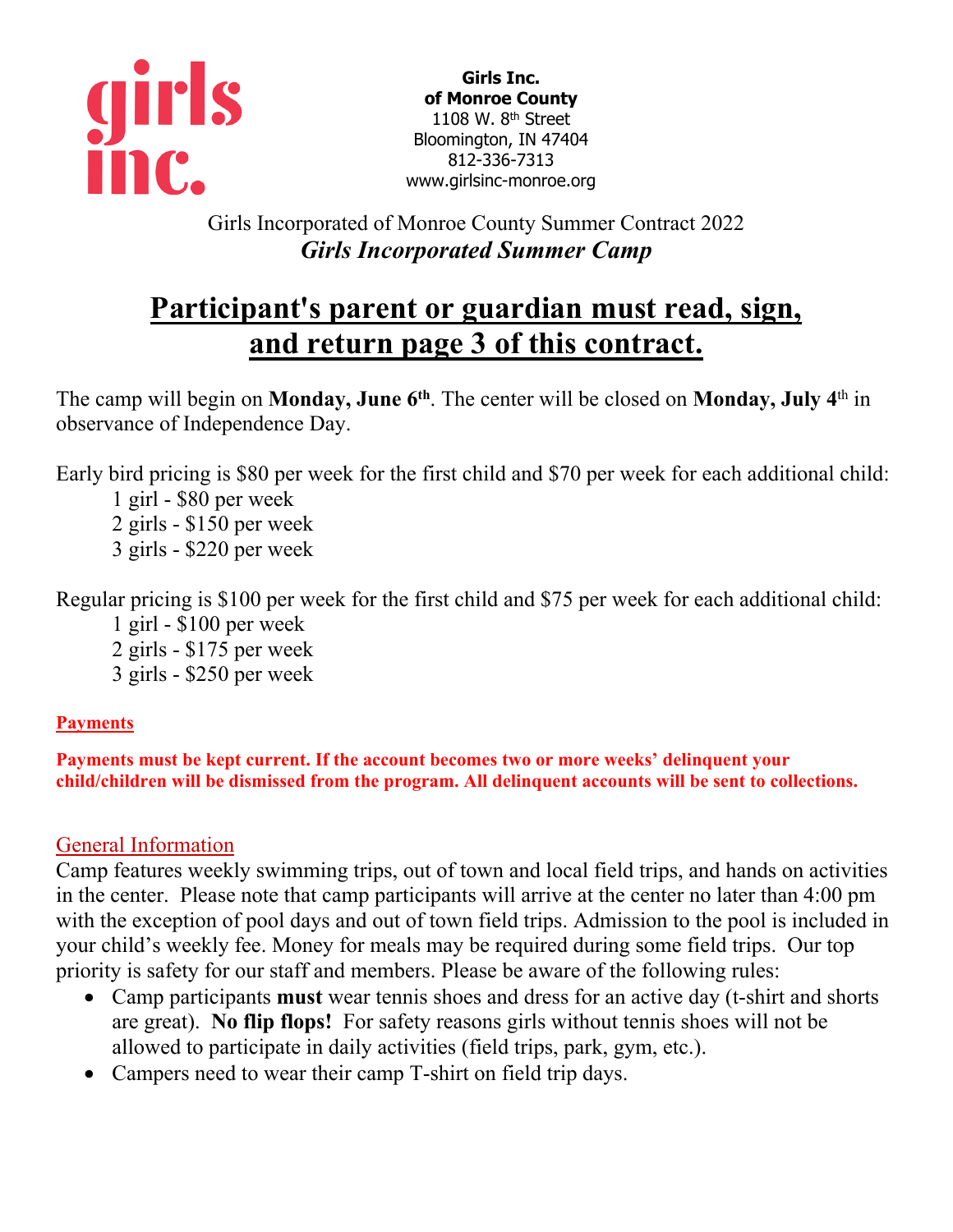girls inc.

**Girls Inc.**
**of Monroe County**
1108 W. 8th Street
Bloomington, IN 47404
812-336-7313
www.girlsinc-monroe.org

Girls Incorporated of Monroe County Summer Contract 2022

***Girls Incorporated Summer Camp***

# Participant's parent or guardian must read, sign, and return page 3 of this contract.

The camp will begin on **Monday, June 6th**. The center will be closed on **Monday, July 4th** in observance of Independence Day.

Early bird pricing is $80 per week for the first child and $70 per week for each additional child:

- 1 girl - $80 per week
- 2 girls - $150 per week
- 3 girls - $220 per week

Regular pricing is $100 per week for the first child and $75 per week for each additional child:

- 1 girl - $100 per week
- 2 girls - $175 per week
- 3 girls - $250 per week

**Payments**

**Payments must be kept current. If the account becomes two or more weeks' delinquent your child/children will be dismissed from the program. All delinquent accounts will be sent to collections.**

## General Information

Camp features weekly swimming trips, out of town and local field trips, and hands on activities in the center. Please note that camp participants will arrive at the center no later than 4:00 pm with the exception of pool days and out of town field trips. Admission to the pool is included in your child's weekly fee. Money for meals may be required during some field trips. Our top priority is safety for our staff and members. Please be aware of the following rules:

- Camp participants **must** wear tennis shoes and dress for an active day (t-shirt and shorts are great). **No flip flops!** For safety reasons girls without tennis shoes will not be allowed to participate in daily activities (field trips, park, gym, etc.).
- Campers need to wear their camp T-shirt on field trip days.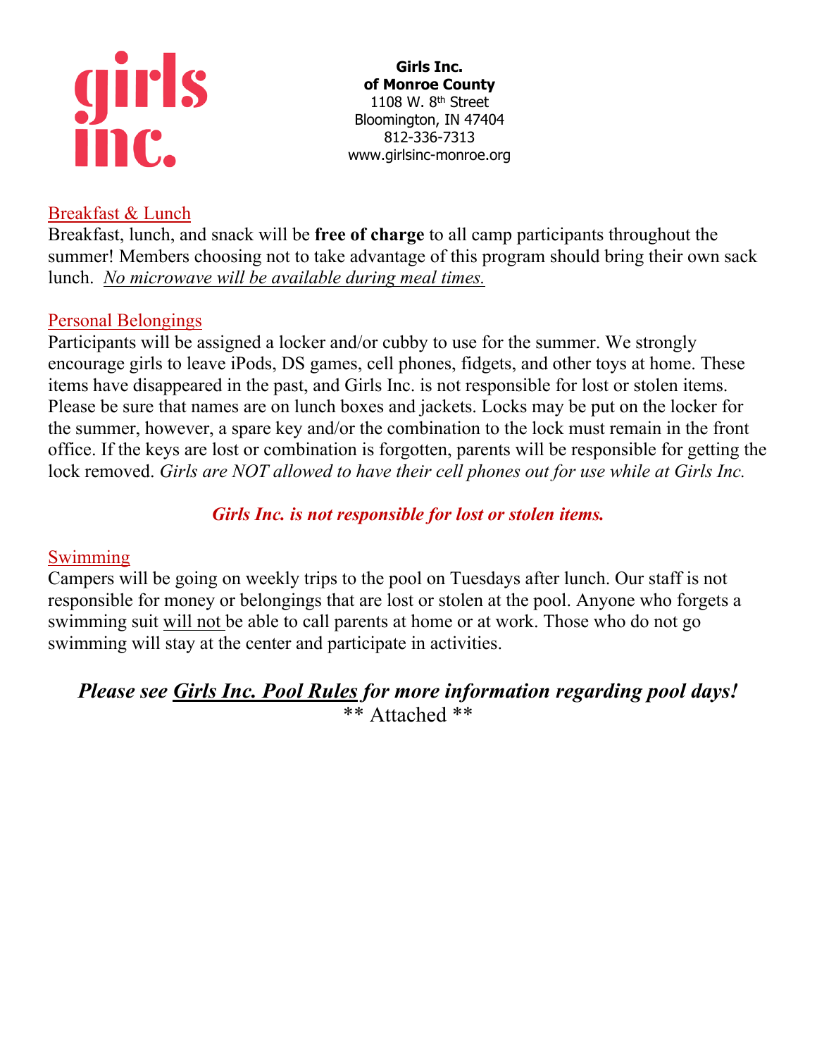**Girls Inc.**
**of Monroe County**
1108 W. 8th Street
Bloomington, IN 47404
812-336-7313
www.girlsinc-monroe.org

## Breakfast & Lunch

Breakfast, lunch, and snack will be **free of charge** to all camp participants throughout the summer! Members choosing not to take advantage of this program should bring their own sack lunch. *No microwave will be available during meal times.*

## Personal Belongings

Participants will be assigned a locker and/or cubby to use for the summer. We strongly encourage girls to leave iPods, DS games, cell phones, fidgets, and other toys at home. These items have disappeared in the past, and Girls Inc. is not responsible for lost or stolen items. Please be sure that names are on lunch boxes and jackets. Locks may be put on the locker for the summer, however, a spare key and/or the combination to the lock must remain in the front office. If the keys are lost or combination is forgotten, parents will be responsible for getting the lock removed. *Girls are NOT allowed to have their cell phones out for use while at Girls Inc.*

***Girls Inc. is not responsible for lost or stolen items.***

## Swimming

Campers will be going on weekly trips to the pool on Tuesdays after lunch. Our staff is not responsible for money or belongings that are lost or stolen at the pool. Anyone who forgets a swimming suit will not be able to call parents at home or at work. Those who do not go swimming will stay at the center and participate in activities.

***Please see Girls Inc. Pool Rules for more information regarding pool days!***
** Attached **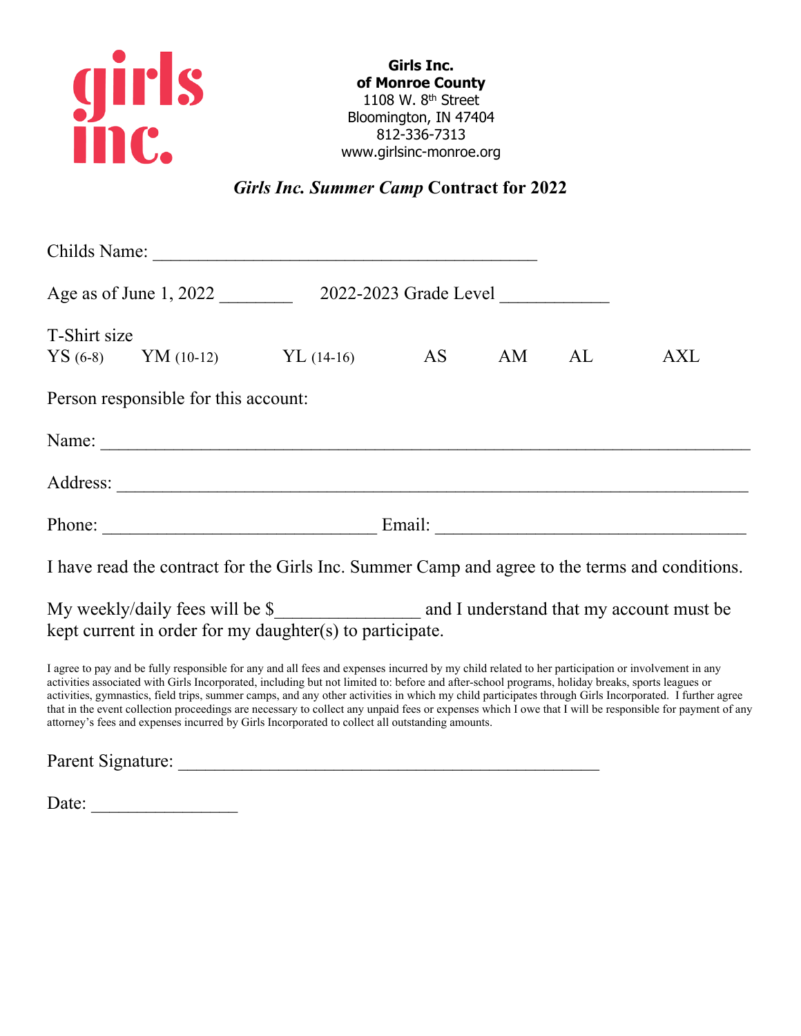girls inc.

**Girls Inc.**
**of Monroe County**
1108 W. 8th Street
Bloomington, IN 47404
812-336-7313
www.girlsinc-monroe.org

## ***Girls Inc. Summer Camp*** **Contract for 2022**

Childs Name: ____________________________________________

Age as of June 1, 2022 ________ 2022-2023 Grade Level ____________

T-Shirt size
YS (6-8) YM (10-12) YL (14-16) AS AM AL AXL

Person responsible for this account:

Name: ___________________________________________________________________________

Address: _________________________________________________________________________

Phone: _______________________________ Email: ___________________________________

I have read the contract for the Girls Inc. Summer Camp and agree to the terms and conditions.

My weekly/daily fees will be $________________ and I understand that my account must be kept current in order for my daughter(s) to participate.

I agree to pay and be fully responsible for any and all fees and expenses incurred by my child related to her participation or involvement in any activities associated with Girls Incorporated, including but not limited to: before and after-school programs, holiday breaks, sports leagues or activities, gymnastics, field trips, summer camps, and any other activities in which my child participates through Girls Incorporated. I further agree that in the event collection proceedings are necessary to collect any unpaid fees or expenses which I owe that I will be responsible for payment of any attorney's fees and expenses incurred by Girls Incorporated to collect all outstanding amounts.

Parent Signature: _______________________________________________

Date: ________________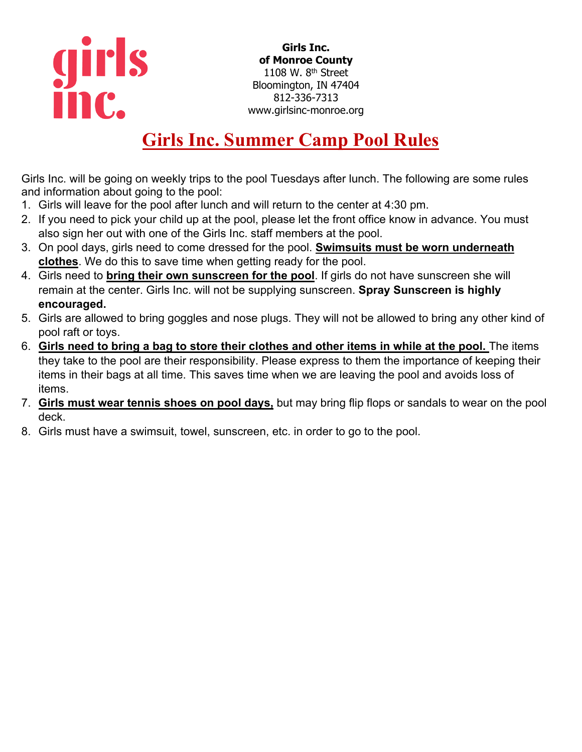**Girls Inc.**
**of Monroe County**
1108 W. 8th Street
Bloomington, IN 47404
812-336-7313
www.girlsinc-monroe.org

# Girls Inc. Summer Camp Pool Rules

Girls Inc. will be going on weekly trips to the pool Tuesdays after lunch. The following are some rules and information about going to the pool:

1. Girls will leave for the pool after lunch and will return to the center at 4:30 pm.
2. If you need to pick your child up at the pool, please let the front office know in advance. You must also sign her out with one of the Girls Inc. staff members at the pool.
3. On pool days, girls need to come dressed for the pool. **Swimsuits must be worn underneath clothes**. We do this to save time when getting ready for the pool.
4. Girls need to **bring their own sunscreen for the pool**. If girls do not have sunscreen she will remain at the center. Girls Inc. will not be supplying sunscreen. **Spray Sunscreen is highly encouraged.**
5. Girls are allowed to bring goggles and nose plugs. They will not be allowed to bring any other kind of pool raft or toys.
6. **Girls need to bring a bag to store their clothes and other items in while at the pool.** The items they take to the pool are their responsibility. Please express to them the importance of keeping their items in their bags at all time. This saves time when we are leaving the pool and avoids loss of items.
7. **Girls must wear tennis shoes on pool days,** but may bring flip flops or sandals to wear on the pool deck.
8. Girls must have a swimsuit, towel, sunscreen, etc. in order to go to the pool.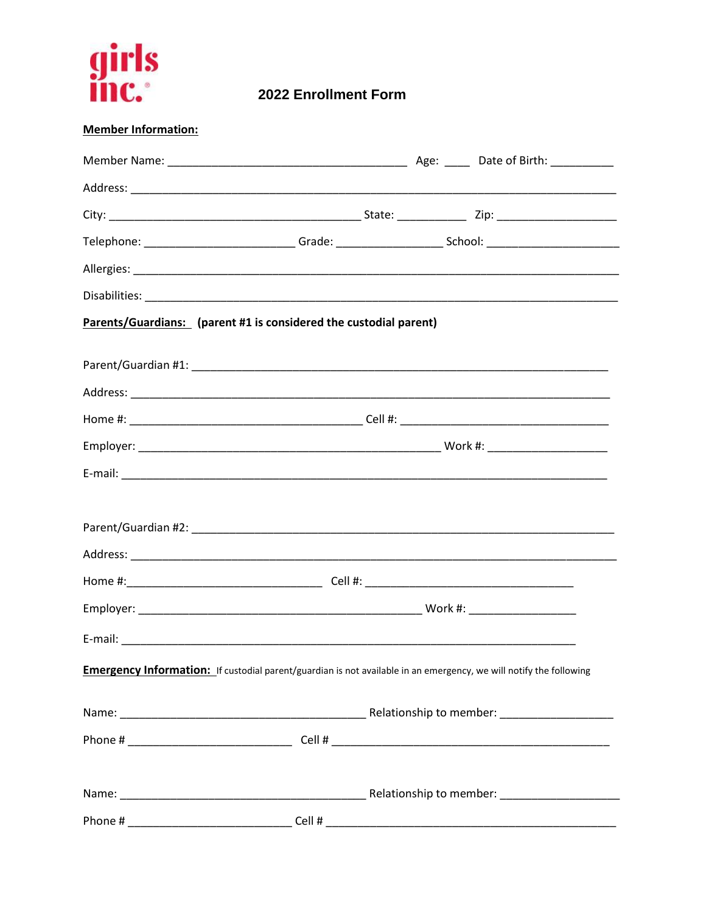girls inc.

# 2022 Enrollment Form

**Member Information:**

Member Name: ________________________________________ Age: ____ Date of Birth: __________

Address: ________________________________________________________________________________

City: __________________________________________ State: ___________ Zip: ___________________

Telephone: _________________________ Grade: _________________ School: _____________________

Allergies: ________________________________________________________________________________

Disabilities: ______________________________________________________________________________

**Parents/Guardians:** **(parent #1 is considered the custodial parent)**

Parent/Guardian #1: ______________________________________________________________________

Address: ________________________________________________________________________________

Home #: ______________________________________ Cell #: ___________________________________

Employer: __________________________________________________ Work #: ___________________

E-mail: __________________________________________________________________________________

Parent/Guardian #2: ______________________________________________________________________

Address: ________________________________________________________________________________

Home #:________________________________ Cell #: __________________________________

Employer: _______________________________________________ Work #: _________________

E-mail: ___________________________________________________________________________

**Emergency Information:** If custodial parent/guardian is not available in an emergency, we will notify the following

Name: _________________________________________ Relationship to member: ___________________

Phone # ___________________________ Cell # ______________________________________________

Name: _________________________________________ Relationship to member: ___________________

Phone # ___________________________ Cell # ______________________________________________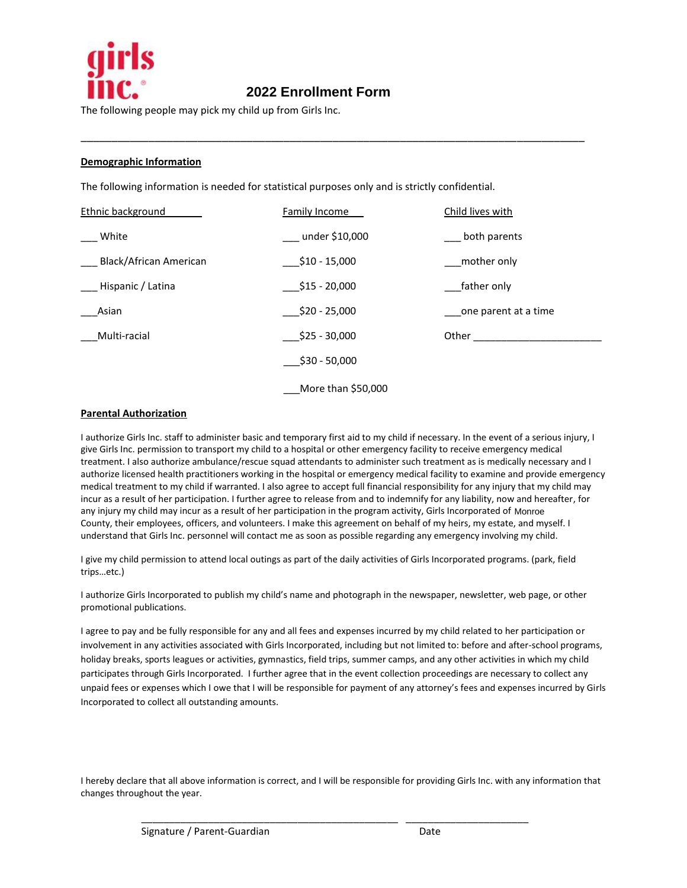# 2022 Enrollment Form

The following people may pick my child up from Girls Inc.

\_\_\_\_\_\_\_\_\_\_\_\_\_\_\_\_\_\_\_\_\_\_\_\_\_\_\_\_\_\_\_\_\_\_\_\_\_\_\_\_\_\_\_\_\_\_\_\_\_\_\_\_\_\_\_\_\_\_\_\_\_\_\_\_\_\_\_\_\_\_\_\_\_\_\_\_\_\_\_\_\_\_\_\_

**Demographic Information**

The following information is needed for statistical purposes only and is strictly confidential.

| Ethnic background | Family Income | Child lives with |
|---|---|---|
| ___ White | ___ under $10,000 | ___ both parents |
| ___ Black/African American | ___$10 - 15,000 | ___mother only |
| ___ Hispanic / Latina | ___$15 - 20,000 | ___father only |
| ___Asian | ___$20 - 25,000 | ___one parent at a time |
| ___Multi-racial | ___$25 - 30,000 | Other ______________________ |
| | ___$30 - 50,000 | |
| | ___More than $50,000 | |

**Parental Authorization**

I authorize Girls Inc. staff to administer basic and temporary first aid to my child if necessary. In the event of a serious injury, I give Girls Inc. permission to transport my child to a hospital or other emergency facility to receive emergency medical treatment. I also authorize ambulance/rescue squad attendants to administer such treatment as is medically necessary and I authorize licensed health practitioners working in the hospital or emergency medical facility to examine and provide emergency medical treatment to my child if warranted. I also agree to accept full financial responsibility for any injury that my child may incur as a result of her participation. I further agree to release from and to indemnify for any liability, now and hereafter, for any injury my child may incur as a result of her participation in the program activity, Girls Incorporated of Monroe County, their employees, officers, and volunteers. I make this agreement on behalf of my heirs, my estate, and myself. I understand that Girls Inc. personnel will contact me as soon as possible regarding any emergency involving my child.

I give my child permission to attend local outings as part of the daily activities of Girls Incorporated programs. (park, field trips…etc.)

I authorize Girls Incorporated to publish my child's name and photograph in the newspaper, newsletter, web page, or other promotional publications.

I agree to pay and be fully responsible for any and all fees and expenses incurred by my child related to her participation or involvement in any activities associated with Girls Incorporated, including but not limited to: before and after-school programs, holiday breaks, sports leagues or activities, gymnastics, field trips, summer camps, and any other activities in which my child participates through Girls Incorporated. I further agree that in the event collection proceedings are necessary to collect any unpaid fees or expenses which I owe that I will be responsible for payment of any attorney's fees and expenses incurred by Girls Incorporated to collect all outstanding amounts.

I hereby declare that all above information is correct, and I will be responsible for providing Girls Inc. with any information that changes throughout the year.

\_\_\_\_\_\_\_\_\_\_\_\_\_\_\_\_\_\_\_\_\_\_\_\_\_\_\_\_\_\_\_\_\_\_\_\_\_\_\_\_\_\_\_\_\_ \_\_\_\_\_\_\_\_\_\_\_\_\_\_\_\_\_\_\_\_\_\_\_

Signature / Parent-Guardian Date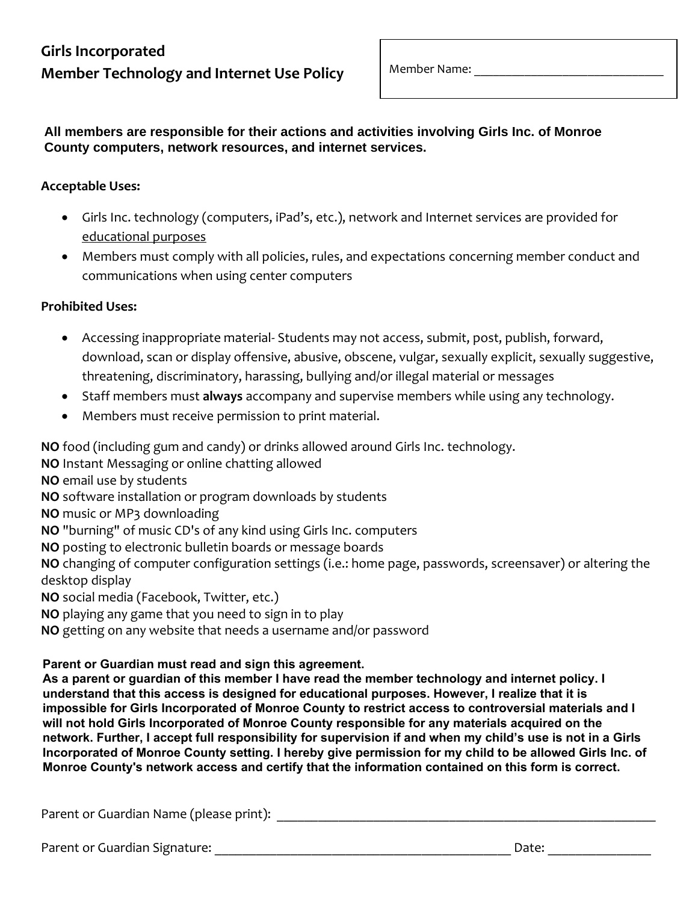## Girls Incorporated
## Member Technology and Internet Use Policy

Member Name: ______________________________

**All members are responsible for their actions and activities involving Girls Inc. of Monroe County computers, network resources, and internet services.**

**Acceptable Uses:**

- Girls Inc. technology (computers, iPad's, etc.), network and Internet services are provided for educational purposes
- Members must comply with all policies, rules, and expectations concerning member conduct and communications when using center computers

**Prohibited Uses:**

- Accessing inappropriate material- Students may not access, submit, post, publish, forward, download, scan or display offensive, abusive, obscene, vulgar, sexually explicit, sexually suggestive, threatening, discriminatory, harassing, bullying and/or illegal material or messages
- Staff members must **always** accompany and supervise members while using any technology.
- Members must receive permission to print material.

**NO** food (including gum and candy) or drinks allowed around Girls Inc. technology.
**NO** Instant Messaging or online chatting allowed
**NO** email use by students
**NO** software installation or program downloads by students
**NO** music or MP3 downloading
**NO** "burning" of music CD's of any kind using Girls Inc. computers
**NO** posting to electronic bulletin boards or message boards
**NO** changing of computer configuration settings (i.e.: home page, passwords, screensaver) or altering the desktop display
**NO** social media (Facebook, Twitter, etc.)
**NO** playing any game that you need to sign in to play
**NO** getting on any website that needs a username and/or password

**Parent or Guardian must read and sign this agreement.**
**As a parent or guardian of this member I have read the member technology and internet policy. I understand that this access is designed for educational purposes. However, I realize that it is impossible for Girls Incorporated of Monroe County to restrict access to controversial materials and I will not hold Girls Incorporated of Monroe County responsible for any materials acquired on the network. Further, I accept full responsibility for supervision if and when my child's use is not in a Girls Incorporated of Monroe County setting. I hereby give permission for my child to be allowed Girls Inc. of Monroe County's network access and certify that the information contained on this form is correct.**

Parent or Guardian Name (please print): ____________________________________________________________

Parent or Guardian Signature: ______________________________________________ Date: _______________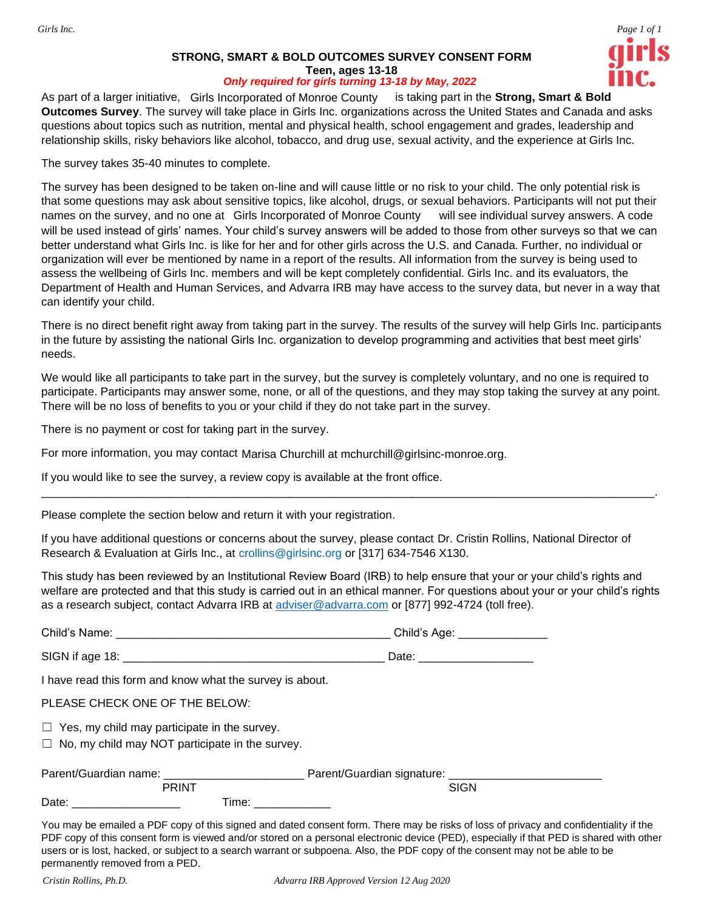**STRONG, SMART & BOLD OUTCOMES SURVEY CONSENT FORM**
**Teen, ages 13-18**
***Only required for girls turning 13-18 by May, 2022***

As part of a larger initiative, Girls Incorporated of Monroe County is taking part in the **Strong, Smart & Bold Outcomes Survey**. The survey will take place in Girls Inc. organizations across the United States and Canada and asks questions about topics such as nutrition, mental and physical health, school engagement and grades, leadership and relationship skills, risky behaviors like alcohol, tobacco, and drug use, sexual activity, and the experience at Girls Inc.

The survey takes 35-40 minutes to complete.

The survey has been designed to be taken on-line and will cause little or no risk to your child. The only potential risk is that some questions may ask about sensitive topics, like alcohol, drugs, or sexual behaviors. Participants will not put their names on the survey, and no one at Girls Incorporated of Monroe County will see individual survey answers. A code will be used instead of girls' names. Your child's survey answers will be added to those from other surveys so that we can better understand what Girls Inc. is like for her and for other girls across the U.S. and Canada. Further, no individual or organization will ever be mentioned by name in a report of the results. All information from the survey is being used to assess the wellbeing of Girls Inc. members and will be kept completely confidential. Girls Inc. and its evaluators, the Department of Health and Human Services, and Advarra IRB may have access to the survey data, but never in a way that can identify your child.

There is no direct benefit right away from taking part in the survey. The results of the survey will help Girls Inc. participants in the future by assisting the national Girls Inc. organization to develop programming and activities that best meet girls' needs.

We would like all participants to take part in the survey, but the survey is completely voluntary, and no one is required to participate. Participants may answer some, none, or all of the questions, and they may stop taking the survey at any point. There will be no loss of benefits to you or your child if they do not take part in the survey.

There is no payment or cost for taking part in the survey.

For more information, you may contact Marisa Churchill at mchurchill@girlsinc-monroe.org.

If you would like to see the survey, a review copy is available at the front office.

---

Please complete the section below and return it with your registration.

If you have additional questions or concerns about the survey, please contact Dr. Cristin Rollins, National Director of Research & Evaluation at Girls Inc., at crollins@girlsinc.org or [317] 634-7546 X130.

This study has been reviewed by an Institutional Review Board (IRB) to help ensure that your or your child's rights and welfare are protected and that this study is carried out in an ethical manner. For questions about your or your child's rights as a research subject, contact Advarra IRB at adviser@advarra.com or [877] 992-4724 (toll free).

Child's Name: ____________________________________________ Child's Age: _____________

SIGN if age 18: _________________________________________ Date: _________________

I have read this form and know what the survey is about.

PLEASE CHECK ONE OF THE BELOW:

☐ Yes, my child may participate in the survey.
☐ No, my child may NOT participate in the survey.

Parent/Guardian name: _____________________ Parent/Guardian signature: _______________________
PRINT SIGN

Date: _________________ Time: ____________

You may be emailed a PDF copy of this signed and dated consent form. There may be risks of loss of privacy and confidentiality if the PDF copy of this consent form is viewed and/or stored on a personal electronic device (PED), especially if that PED is shared with other users or is lost, hacked, or subject to a search warrant or subpoena. Also, the PDF copy of the consent may not be able to be permanently removed from a PED.

*Cristin Rollins, Ph.D.* *Advarra IRB Approved Version 12 Aug 2020*